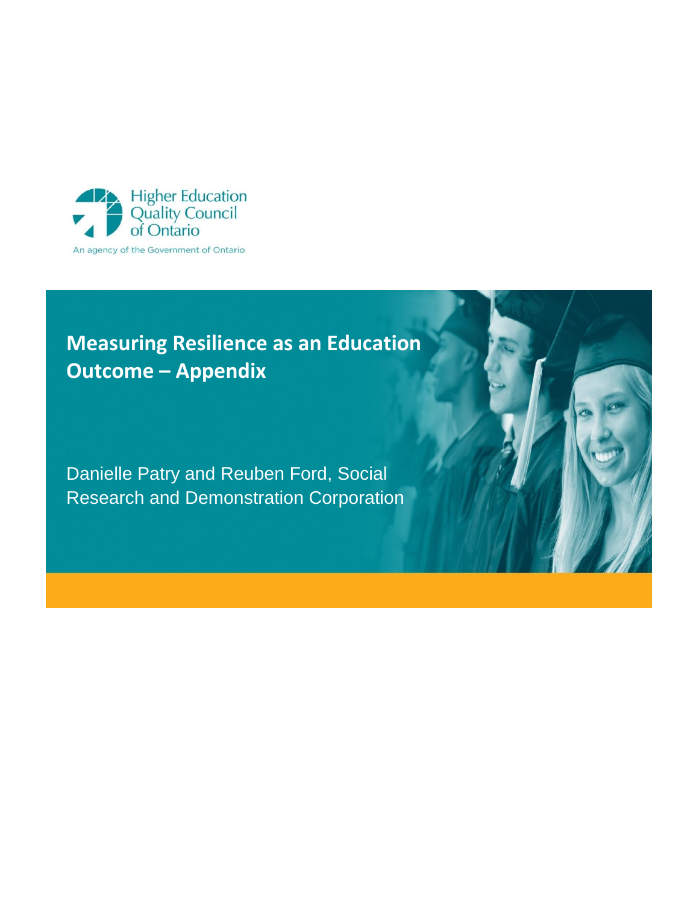Higher Education Quality Council of Ontario

An agency of the Government of Ontario

# Measuring Resilience as an Education Outcome – Appendix

Danielle Patry and Reuben Ford, Social Research and Demonstration Corporation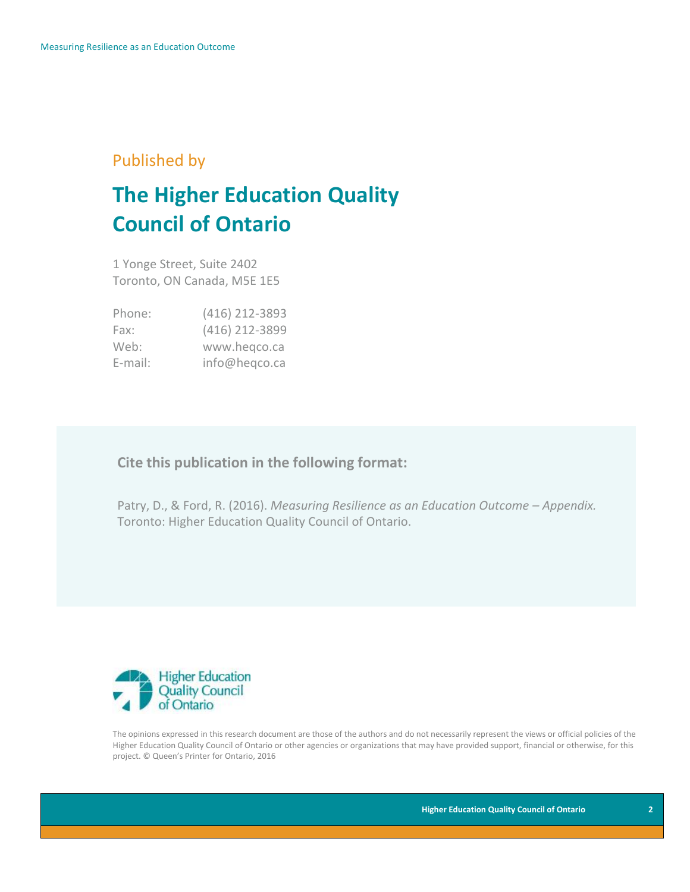Published by

# The Higher Education Quality Council of Ontario

1 Yonge Street, Suite 2402
Toronto, ON Canada, M5E 1E5

| | |
|---|---|
| Phone: | (416) 212-3893 |
| Fax: | (416) 212-3899 |
| Web: | www.heqco.ca |
| E-mail: | info@heqco.ca |

**Cite this publication in the following format:**

Patry, D., & Ford, R. (2016). *Measuring Resilience as an Education Outcome – Appendix.* Toronto: Higher Education Quality Council of Ontario.

Higher Education Quality Council of Ontario

The opinions expressed in this research document are those of the authors and do not necessarily represent the views or official policies of the Higher Education Quality Council of Ontario or other agencies or organizations that may have provided support, financial or otherwise, for this project. © Queen's Printer for Ontario, 2016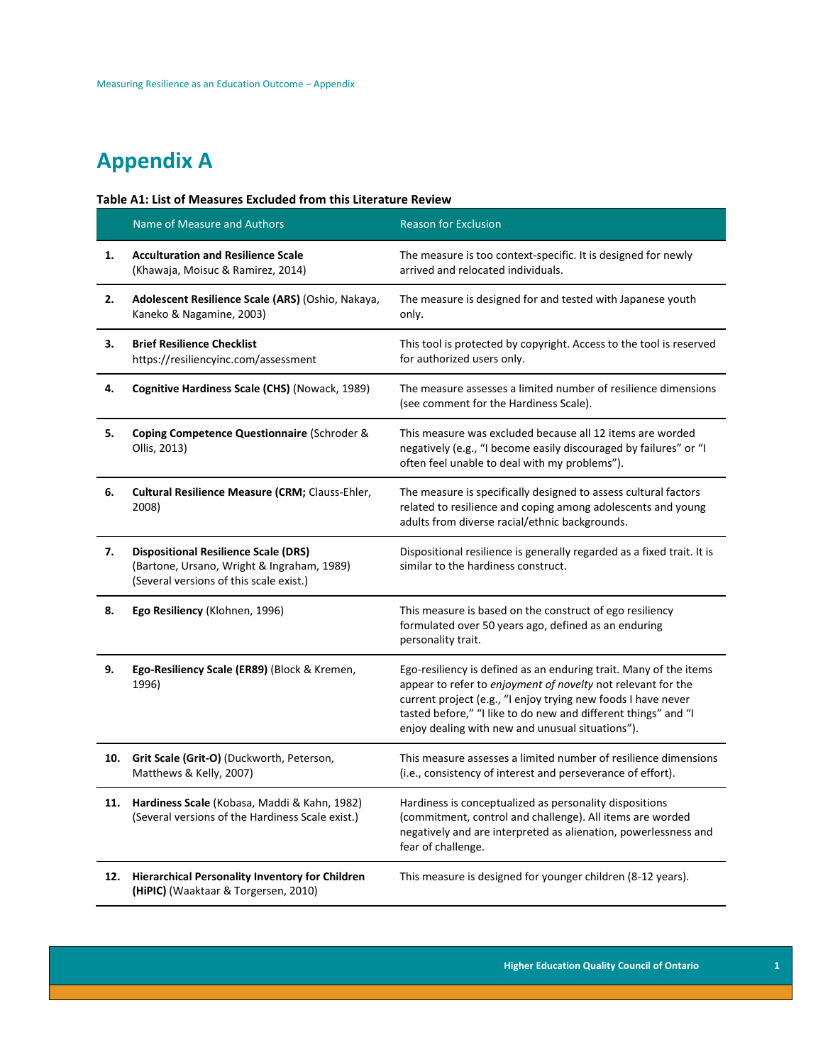# Appendix A

**Table A1: List of Measures Excluded from this Literature Review**

| | Name of Measure and Authors | Reason for Exclusion |
|---|---|---|
| **1.** | **Acculturation and Resilience Scale** (Khawaja, Moisuc & Ramirez, 2014) | The measure is too context-specific. It is designed for newly arrived and relocated individuals. |
| **2.** | **Adolescent Resilience Scale (ARS)** (Oshio, Nakaya, Kaneko & Nagamine, 2003) | The measure is designed for and tested with Japanese youth only. |
| **3.** | **Brief Resilience Checklist** https://resiliencyinc.com/assessment | This tool is protected by copyright. Access to the tool is reserved for authorized users only. |
| **4.** | **Cognitive Hardiness Scale (CHS)** (Nowack, 1989) | The measure assesses a limited number of resilience dimensions (see comment for the Hardiness Scale). |
| **5.** | **Coping Competence Questionnaire** (Schroder & Ollis, 2013) | This measure was excluded because all 12 items are worded negatively (e.g., "I become easily discouraged by failures" or "I often feel unable to deal with my problems"). |
| **6.** | **Cultural Resilience Measure (CRM;** Clauss-Ehler, 2008) | The measure is specifically designed to assess cultural factors related to resilience and coping among adolescents and young adults from diverse racial/ethnic backgrounds. |
| **7.** | **Dispositional Resilience Scale (DRS)** (Bartone, Ursano, Wright & Ingraham, 1989) (Several versions of this scale exist.) | Dispositional resilience is generally regarded as a fixed trait. It is similar to the hardiness construct. |
| **8.** | **Ego Resiliency** (Klohnen, 1996) | This measure is based on the construct of ego resiliency formulated over 50 years ago, defined as an enduring personality trait. |
| **9.** | **Ego-Resiliency Scale (ER89)** (Block & Kremen, 1996) | Ego-resiliency is defined as an enduring trait. Many of the items appear to refer to *enjoyment of novelty* not relevant for the current project (e.g., "I enjoy trying new foods I have never tasted before," "I like to do new and different things" and "I enjoy dealing with new and unusual situations"). |
| **10.** | **Grit Scale (Grit-O)** (Duckworth, Peterson, Matthews & Kelly, 2007) | This measure assesses a limited number of resilience dimensions (i.e., consistency of interest and perseverance of effort). |
| **11.** | **Hardiness Scale** (Kobasa, Maddi & Kahn, 1982) (Several versions of the Hardiness Scale exist.) | Hardiness is conceptualized as personality dispositions (commitment, control and challenge). All items are worded negatively and are interpreted as alienation, powerlessness and fear of challenge. |
| **12.** | **Hierarchical Personality Inventory for Children (HiPIC)** (Waaktaar & Torgersen, 2010) | This measure is designed for younger children (8-12 years). |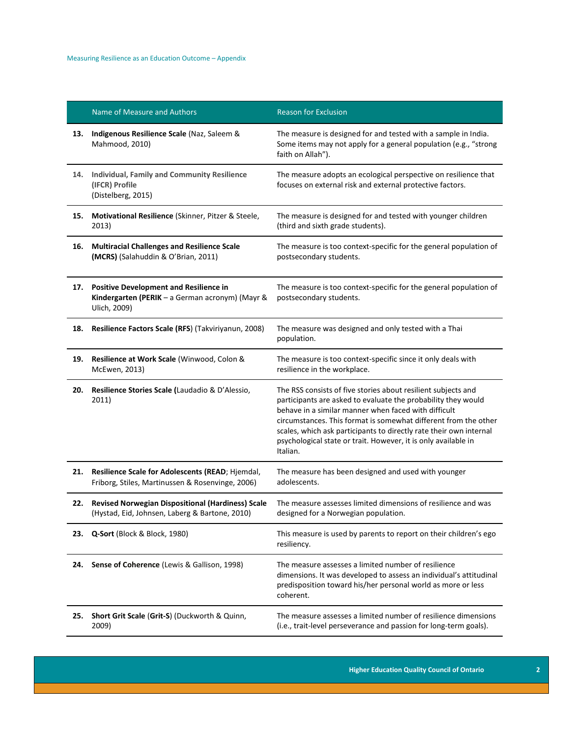| | Name of Measure and Authors | Reason for Exclusion |
|---|---|---|
| **13.** | **Indigenous Resilience Scale** (Naz, Saleem & Mahmood, 2010) | The measure is designed for and tested with a sample in India. Some items may not apply for a general population (e.g., "strong faith on Allah"). |
| **14.** | **Individual, Family and Community Resilience (IFCR) Profile** (Distelberg, 2015) | The measure adopts an ecological perspective on resilience that focuses on external risk and external protective factors. |
| **15.** | **Motivational Resilience** (Skinner, Pitzer & Steele, 2013) | The measure is designed for and tested with younger children (third and sixth grade students). |
| **16.** | **Multiracial Challenges and Resilience Scale (MCRS)** (Salahuddin & O'Brian, 2011) | The measure is too context-specific for the general population of postsecondary students. |
| **17.** | **Positive Development and Resilience in Kindergarten (PERIK** – a German acronym) (Mayr & Ulich, 2009) | The measure is too context-specific for the general population of postsecondary students. |
| **18.** | **Resilience Factors Scale (RFS**) (Takviriyanun, 2008) | The measure was designed and only tested with a Thai population. |
| **19.** | **Resilience at Work Scale** (Winwood, Colon & McEwen, 2013) | The measure is too context-specific since it only deals with resilience in the workplace. |
| **20.** | **Resilience Stories Scale (**Laudadio & D'Alessio, 2011) | The RSS consists of five stories about resilient subjects and participants are asked to evaluate the probability they would behave in a similar manner when faced with difficult circumstances. This format is somewhat different from the other scales, which ask participants to directly rate their own internal psychological state or trait. However, it is only available in Italian. |
| **21.** | **Resilience Scale for Adolescents (READ**; Hjemdal, Friborg, Stiles, Martinussen & Rosenvinge, 2006) | The measure has been designed and used with younger adolescents. |
| **22.** | **Revised Norwegian Dispositional (Hardiness) Scale** (Hystad, Eid, Johnsen, Laberg & Bartone, 2010) | The measure assesses limited dimensions of resilience and was designed for a Norwegian population. |
| **23.** | **Q-Sort** (Block & Block, 1980) | This measure is used by parents to report on their children's ego resiliency. |
| **24.** | **Sense of Coherence** (Lewis & Gallison, 1998) | The measure assesses a limited number of resilience dimensions. It was developed to assess an individual's attitudinal predisposition toward his/her personal world as more or less coherent. |
| **25.** | **Short Grit Scale** (**Grit-S**) (Duckworth & Quinn, 2009) | The measure assesses a limited number of resilience dimensions (i.e., trait-level perseverance and passion for long-term goals). |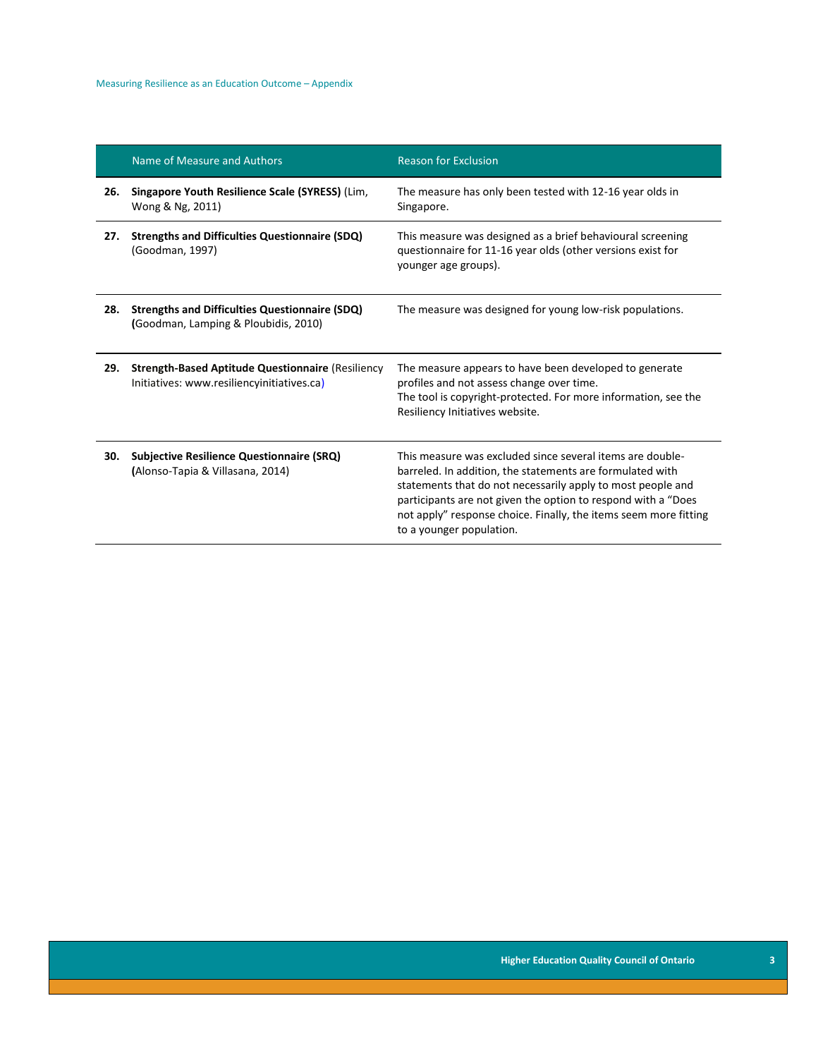| | Name of Measure and Authors | Reason for Exclusion |
|---|---|---|
| **26.** | **Singapore Youth Resilience Scale (SYRESS)** (Lim, Wong & Ng, 2011) | The measure has only been tested with 12-16 year olds in Singapore. |
| **27.** | **Strengths and Difficulties Questionnaire (SDQ)** (Goodman, 1997) | This measure was designed as a brief behavioural screening questionnaire for 11-16 year olds (other versions exist for younger age groups). |
| **28.** | **Strengths and Difficulties Questionnaire (SDQ)** (Goodman, Lamping & Ploubidis, 2010) | The measure was designed for young low-risk populations. |
| **29.** | **Strength-Based Aptitude Questionnaire** (Resiliency Initiatives: www.resiliencyinitiatives.ca) | The measure appears to have been developed to generate profiles and not assess change over time.<br>The tool is copyright-protected. For more information, see the Resiliency Initiatives website. |
| **30.** | **Subjective Resilience Questionnaire (SRQ)** (Alonso-Tapia & Villasana, 2014) | This measure was excluded since several items are double-barreled. In addition, the statements are formulated with statements that do not necessarily apply to most people and participants are not given the option to respond with a "Does not apply" response choice. Finally, the items seem more fitting to a younger population. |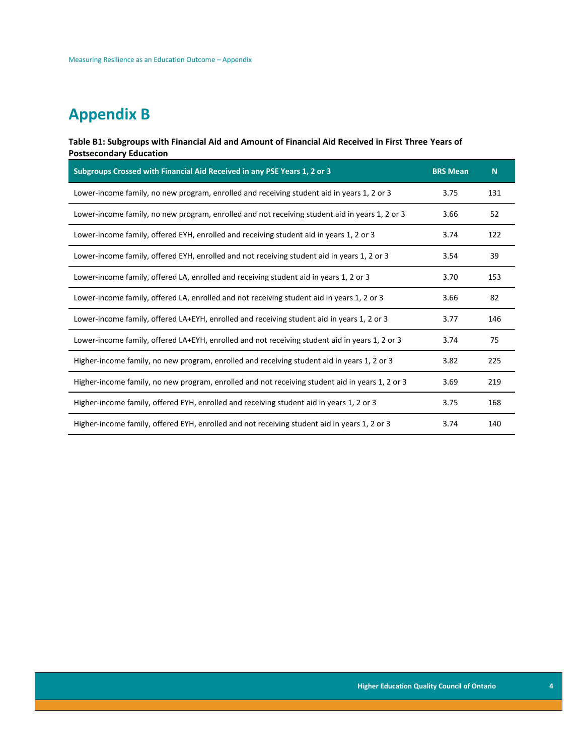# Appendix B

**Table B1: Subgroups with Financial Aid and Amount of Financial Aid Received in First Three Years of Postsecondary Education**

| Subgroups Crossed with Financial Aid Received in any PSE Years 1, 2 or 3 | BRS Mean | N |
|---|---|---|
| Lower-income family, no new program, enrolled and receiving student aid in years 1, 2 or 3 | 3.75 | 131 |
| Lower-income family, no new program, enrolled and not receiving student aid in years 1, 2 or 3 | 3.66 | 52 |
| Lower-income family, offered EYH, enrolled and receiving student aid in years 1, 2 or 3 | 3.74 | 122 |
| Lower-income family, offered EYH, enrolled and not receiving student aid in years 1, 2 or 3 | 3.54 | 39 |
| Lower-income family, offered LA, enrolled and receiving student aid in years 1, 2 or 3 | 3.70 | 153 |
| Lower-income family, offered LA, enrolled and not receiving student aid in years 1, 2 or 3 | 3.66 | 82 |
| Lower-income family, offered LA+EYH, enrolled and receiving student aid in years 1, 2 or 3 | 3.77 | 146 |
| Lower-income family, offered LA+EYH, enrolled and not receiving student aid in years 1, 2 or 3 | 3.74 | 75 |
| Higher-income family, no new program, enrolled and receiving student aid in years 1, 2 or 3 | 3.82 | 225 |
| Higher-income family, no new program, enrolled and not receiving student aid in years 1, 2 or 3 | 3.69 | 219 |
| Higher-income family, offered EYH, enrolled and receiving student aid in years 1, 2 or 3 | 3.75 | 168 |
| Higher-income family, offered EYH, enrolled and not receiving student aid in years 1, 2 or 3 | 3.74 | 140 |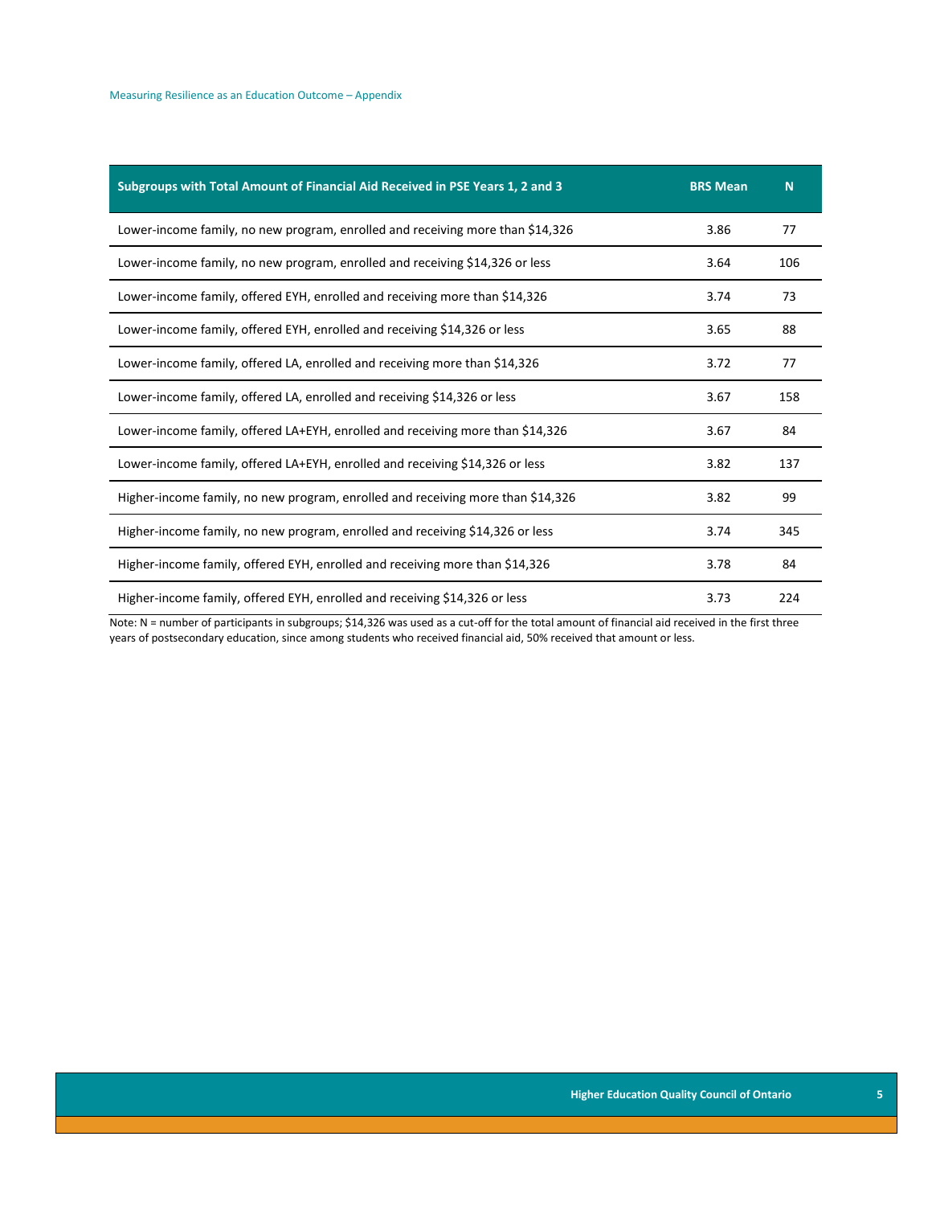| Subgroups with Total Amount of Financial Aid Received in PSE Years 1, 2 and 3 | BRS Mean | N |
|---|---|---|
| Lower-income family, no new program, enrolled and receiving more than $14,326 | 3.86 | 77 |
| Lower-income family, no new program, enrolled and receiving $14,326 or less | 3.64 | 106 |
| Lower-income family, offered EYH, enrolled and receiving more than $14,326 | 3.74 | 73 |
| Lower-income family, offered EYH, enrolled and receiving $14,326 or less | 3.65 | 88 |
| Lower-income family, offered LA, enrolled and receiving more than $14,326 | 3.72 | 77 |
| Lower-income family, offered LA, enrolled and receiving $14,326 or less | 3.67 | 158 |
| Lower-income family, offered LA+EYH, enrolled and receiving more than $14,326 | 3.67 | 84 |
| Lower-income family, offered LA+EYH, enrolled and receiving $14,326 or less | 3.82 | 137 |
| Higher-income family, no new program, enrolled and receiving more than $14,326 | 3.82 | 99 |
| Higher-income family, no new program, enrolled and receiving $14,326 or less | 3.74 | 345 |
| Higher-income family, offered EYH, enrolled and receiving more than $14,326 | 3.78 | 84 |
| Higher-income family, offered EYH, enrolled and receiving $14,326 or less | 3.73 | 224 |

Note: N = number of participants in subgroups; $14,326 was used as a cut-off for the total amount of financial aid received in the first three years of postsecondary education, since among students who received financial aid, 50% received that amount or less.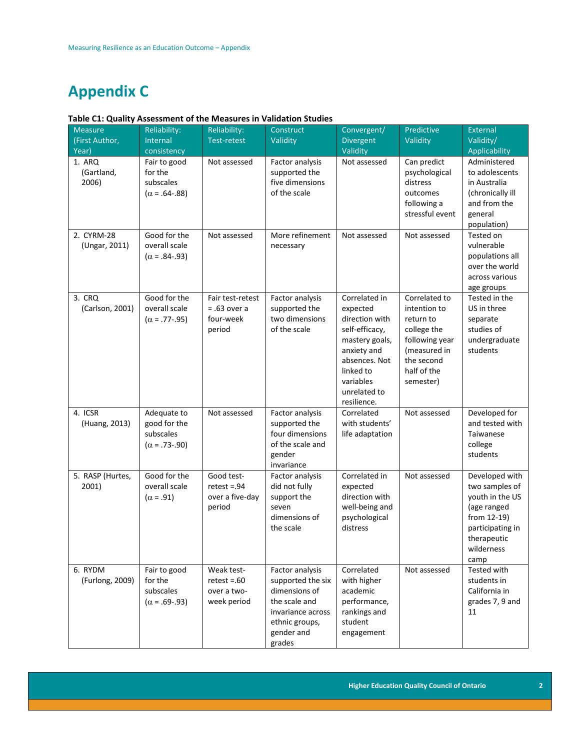# Appendix C

**Table C1: Quality Assessment of the Measures in Validation Studies**

| Measure (First Author, Year) | Reliability: Internal consistency | Reliability: Test-retest | Construct Validity | Convergent/ Divergent Validity | Predictive Validity | External Validity/ Applicability |
|---|---|---|---|---|---|---|
| 1. ARQ (Gartland, 2006) | Fair to good for the subscales ($\alpha$ = .64-.88) | Not assessed | Factor analysis supported the five dimensions of the scale | Not assessed | Can predict psychological distress outcomes following a stressful event | Administered to adolescents in Australia (chronically ill and from the general population) |
| 2. CYRM-28 (Ungar, 2011) | Good for the overall scale ($\alpha$ = .84-.93) | Not assessed | More refinement necessary | Not assessed | Not assessed | Tested on vulnerable populations all over the world across various age groups |
| 3. CRQ (Carlson, 2001) | Good for the overall scale ($\alpha$ = .77-.95) | Fair test-retest = .63 over a four-week period | Factor analysis supported the two dimensions of the scale | Correlated in expected direction with self-efficacy, mastery goals, anxiety and absences. Not linked to variables unrelated to resilience. | Correlated to intention to return to college the following year (measured in the second half of the semester) | Tested in the US in three separate studies of undergraduate students |
| 4. ICSR (Huang, 2013) | Adequate to good for the subscales ($\alpha$ = .73-.90) | Not assessed | Factor analysis supported the four dimensions of the scale and gender invariance | Correlated with students' life adaptation | Not assessed | Developed for and tested with Taiwanese college students |
| 5. RASP (Hurtes, 2001) | Good for the overall scale ($\alpha$ = .91) | Good test-retest =.94 over a five-day period | Factor analysis did not fully support the seven dimensions of the scale | Correlated in expected direction with well-being and psychological distress | Not assessed | Developed with two samples of youth in the US (age ranged from 12-19) participating in therapeutic wilderness camp |
| 6. RYDM (Furlong, 2009) | Fair to good for the subscales ($\alpha$ = .69-.93) | Weak test-retest =.60 over a two-week period | Factor analysis supported the six dimensions of the scale and invariance across ethnic groups, gender and grades | Correlated with higher academic performance, rankings and student engagement | Not assessed | Tested with students in California in grades 7, 9 and 11 |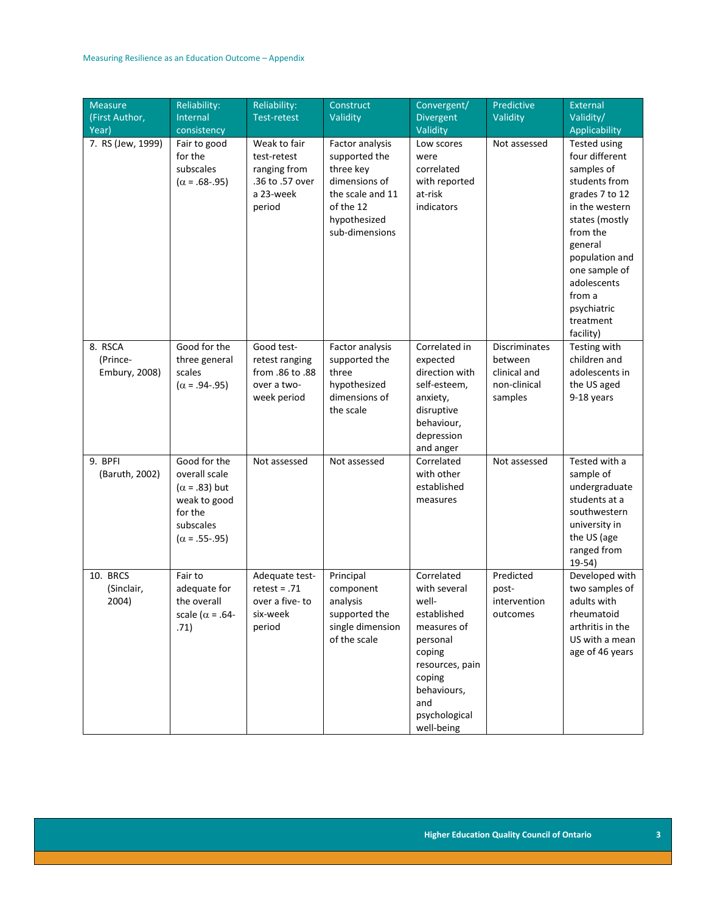| Measure (First Author, Year) | Reliability: Internal consistency | Reliability: Test-retest | Construct Validity | Convergent/ Divergent Validity | Predictive Validity | External Validity/ Applicability |
|---|---|---|---|---|---|---|
| 7. RS (Jew, 1999) | Fair to good for the subscales (α = .68-.95) | Weak to fair test-retest ranging from .36 to .57 over a 23-week period | Factor analysis supported the three key dimensions of the scale and 11 of the 12 hypothesized sub-dimensions | Low scores were correlated with reported at-risk indicators | Not assessed | Tested using four different samples of students from grades 7 to 12 in the western states (mostly from the general population and one sample of adolescents from a psychiatric treatment facility) |
| 8. RSCA (Prince-Embury, 2008) | Good for the three general scales (α = .94-.95) | Good test-retest ranging from .86 to .88 over a two-week period | Factor analysis supported the three hypothesized dimensions of the scale | Correlated in expected direction with self-esteem, anxiety, disruptive behaviour, depression and anger | Discriminates between clinical and non-clinical samples | Testing with children and adolescents in the US aged 9-18 years |
| 9. BPFI (Baruth, 2002) | Good for the overall scale (α = .83) but weak to good for the subscales (α = .55-.95) | Not assessed | Not assessed | Correlated with other established measures | Not assessed | Tested with a sample of undergraduate students at a southwestern university in the US (age ranged from 19-54) |
| 10. BRCS (Sinclair, 2004) | Fair to adequate for the overall scale (α = .64-.71) | Adequate test-retest = .71 over a five- to six-week period | Principal component analysis supported the single dimension of the scale | Correlated with several well-established measures of personal coping resources, pain coping behaviours, and psychological well-being | Predicted post-intervention outcomes | Developed with two samples of adults with rheumatoid arthritis in the US with a mean age of 46 years |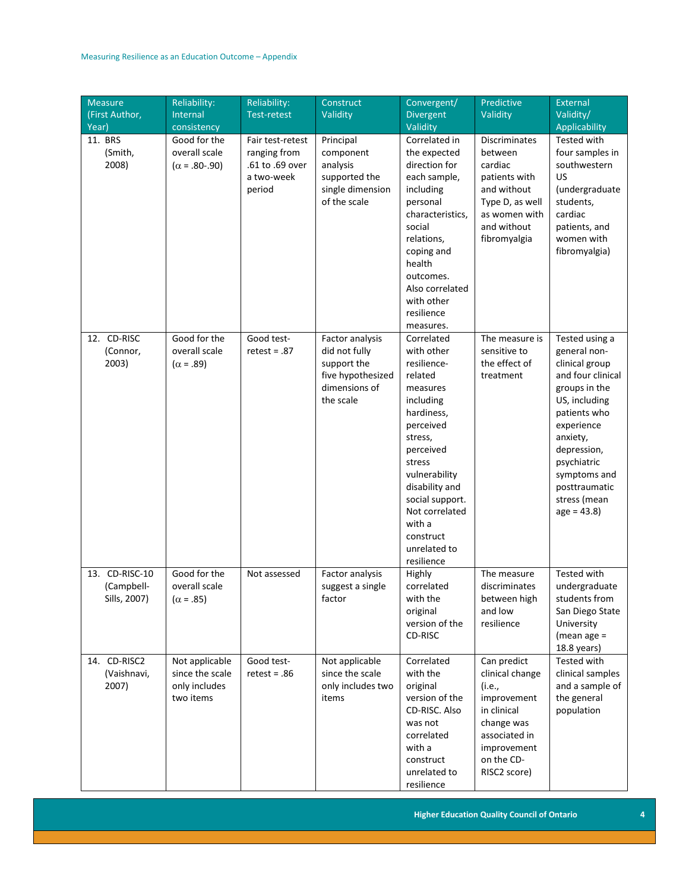| Measure (First Author, Year) | Reliability: Internal consistency | Reliability: Test-retest | Construct Validity | Convergent/ Divergent Validity | Predictive Validity | External Validity/ Applicability |
|---|---|---|---|---|---|---|
| 11. BRS (Smith, 2008) | Good for the overall scale (α = .80-.90) | Fair test-retest ranging from .61 to .69 over a two-week period | Principal component analysis supported the single dimension of the scale | Correlated in the expected direction for each sample, including personal characteristics, social relations, coping and health outcomes. Also correlated with other resilience measures. | Discriminates between cardiac patients with and without Type D, as well as women with and without fibromyalgia | Tested with four samples in southwestern US (undergraduate students, cardiac patients, and women with fibromyalgia) |
| 12. CD-RISC (Connor, 2003) | Good for the overall scale (α = .89) | Good test-retest = .87 | Factor analysis did not fully support the five hypothesized dimensions of the scale | Correlated with other resilience-related measures including hardiness, perceived stress, perceived stress vulnerability disability and social support. Not correlated with a construct unrelated to resilience | The measure is sensitive to the effect of treatment | Tested using a general non-clinical group and four clinical groups in the US, including patients who experience anxiety, depression, psychiatric symptoms and posttraumatic stress (mean age = 43.8) |
| 13. CD-RISC-10 (Campbell-Sills, 2007) | Good for the overall scale (α = .85) | Not assessed | Factor analysis suggest a single factor | Highly correlated with the original version of the CD-RISC | The measure discriminates between high and low resilience | Tested with undergraduate students from San Diego State University (mean age = 18.8 years) |
| 14. CD-RISC2 (Vaishnavi, 2007) | Not applicable since the scale only includes two items | Good test-retest = .86 | Not applicable since the scale only includes two items | Correlated with the original version of the CD-RISC. Also was not correlated with a construct unrelated to resilience | Can predict clinical change (i.e., improvement in clinical change was associated in improvement on the CD-RISC2 score) | Tested with clinical samples and a sample of the general population |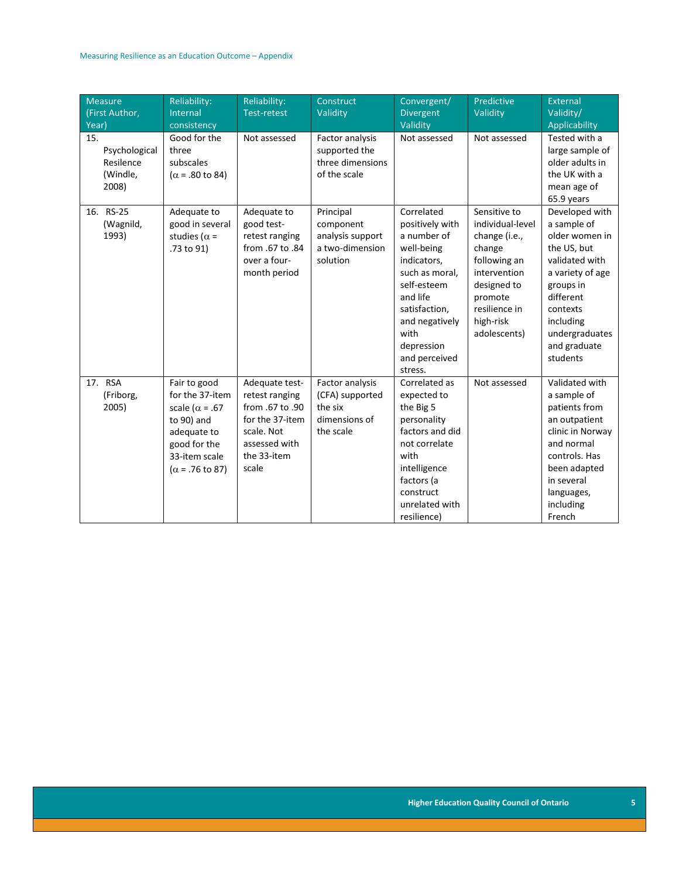| Measure (First Author, Year) | Reliability: Internal consistency | Reliability: Test-retest | Construct Validity | Convergent/ Divergent Validity | Predictive Validity | External Validity/ Applicability |
|---|---|---|---|---|---|---|
| 15. Psychological Resilence (Windle, 2008) | Good for the three subscales ($\alpha$ = .80 to 84) | Not assessed | Factor analysis supported the three dimensions of the scale | Not assessed | Not assessed | Tested with a large sample of older adults in the UK with a mean age of 65.9 years |
| 16. RS-25 (Wagnild, 1993) | Adequate to good in several studies ($\alpha$ = .73 to 91) | Adequate to good test-retest ranging from .67 to .84 over a four-month period | Principal component analysis support a two-dimension solution | Correlated positively with a number of well-being indicators, such as moral, self-esteem and life satisfaction, and negatively with depression and perceived stress. | Sensitive to individual-level change (i.e., change following an intervention designed to promote resilience in high-risk adolescents) | Developed with a sample of older women in the US, but validated with a variety of age groups in different contexts including undergraduates and graduate students |
| 17. RSA (Friborg, 2005) | Fair to good for the 37-item scale ($\alpha$ = .67 to 90) and adequate to good for the 33-item scale ($\alpha$ = .76 to 87) | Adequate test-retest ranging from .67 to .90 for the 37-item scale. Not assessed with the 33-item scale | Factor analysis (CFA) supported the six dimensions of the scale | Correlated as expected to the Big 5 personality factors and did not correlate with intelligence factors (a construct unrelated with resilience) | Not assessed | Validated with a sample of patients from an outpatient clinic in Norway and normal controls. Has been adapted in several languages, including French |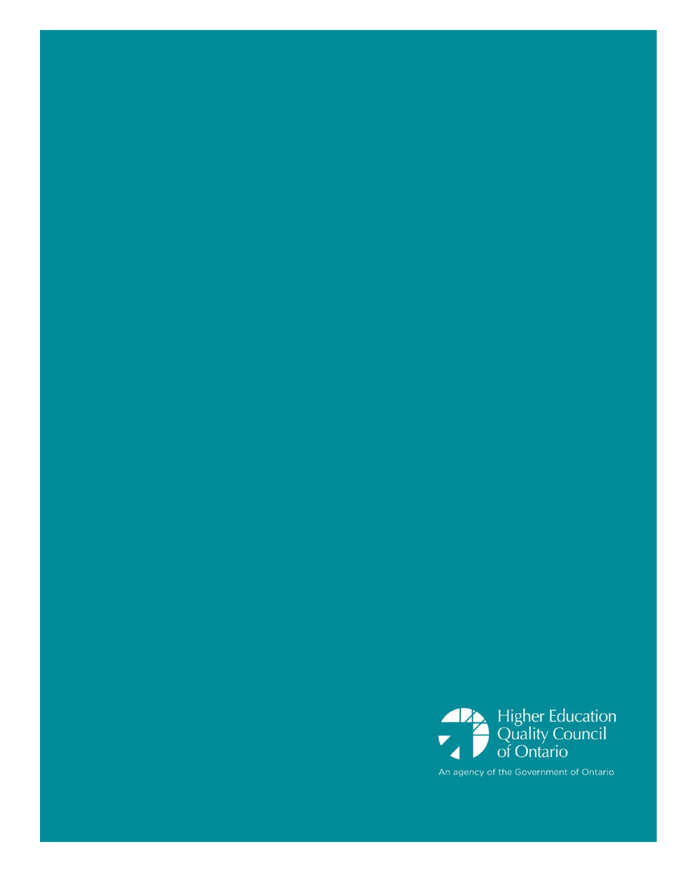Higher Education Quality Council of Ontario

An agency of the Government of Ontario